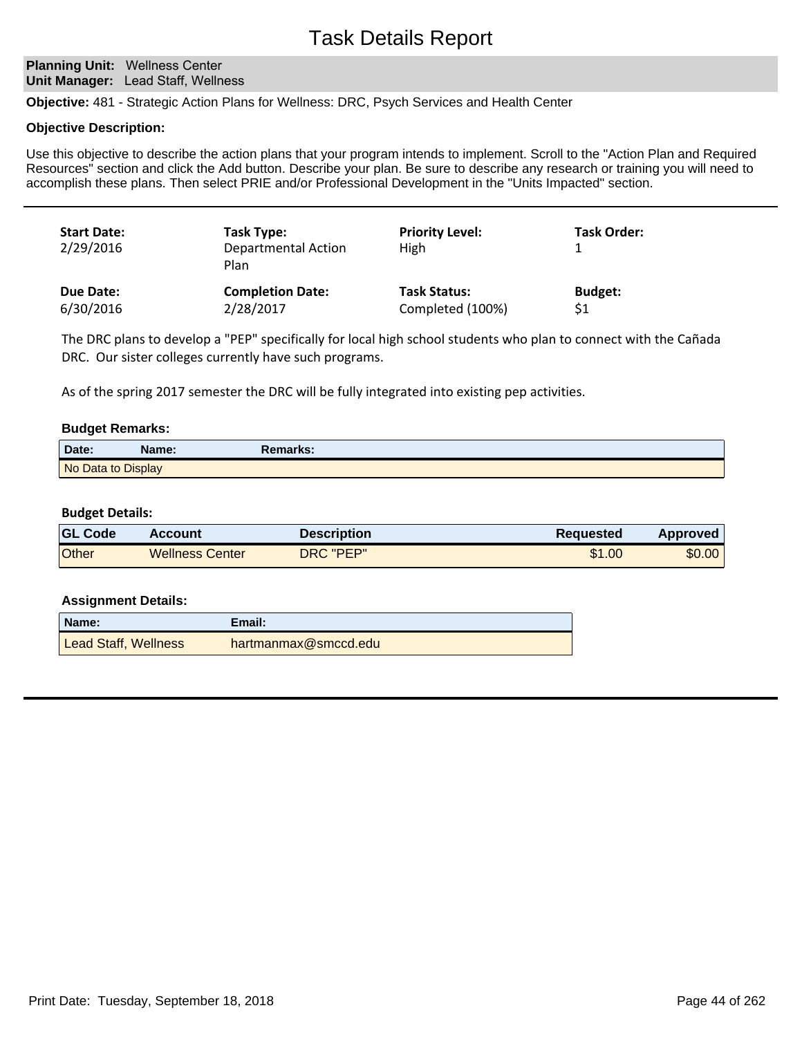# Task Details Report

**Planning Unit:** Wellness Center
**Unit Manager:** Lead Staff, Wellness

**Objective:** 481 - Strategic Action Plans for Wellness: DRC, Psych Services and Health Center

**Objective Description:**

Use this objective to describe the action plans that your program intends to implement. Scroll to the "Action Plan and Required Resources" section and click the Add button. Describe your plan. Be sure to describe any research or training you will need to accomplish these plans. Then select PRIE and/or Professional Development in the "Units Impacted" section.

---

| **Start Date:** | **Task Type:** | **Priority Level:** | **Task Order:** |
|---|---|---|---|
| 2/29/2016 | Departmental Action Plan | High | 1 |
| **Due Date:** | **Completion Date:** | **Task Status:** | **Budget:** |
| 6/30/2016 | 2/28/2017 | Completed (100%) | $1 |

The DRC plans to develop a "PEP" specifically for local high school students who plan to connect with the Cañada DRC. Our sister colleges currently have such programs.

As of the spring 2017 semester the DRC will be fully integrated into existing pep activities.

**Budget Remarks:**

| Date: | Name: | Remarks: |
|---|---|---|
| No Data to Display | | |

**Budget Details:**

| GL Code | Account | Description | Requested | Approved |
|---|---|---|---|---|
| Other | Wellness Center | DRC "PEP" | $1.00 | $0.00 |

**Assignment Details:**

| Name: | Email: |
|---|---|
| Lead Staff, Wellness | hartmanmax@smccd.edu |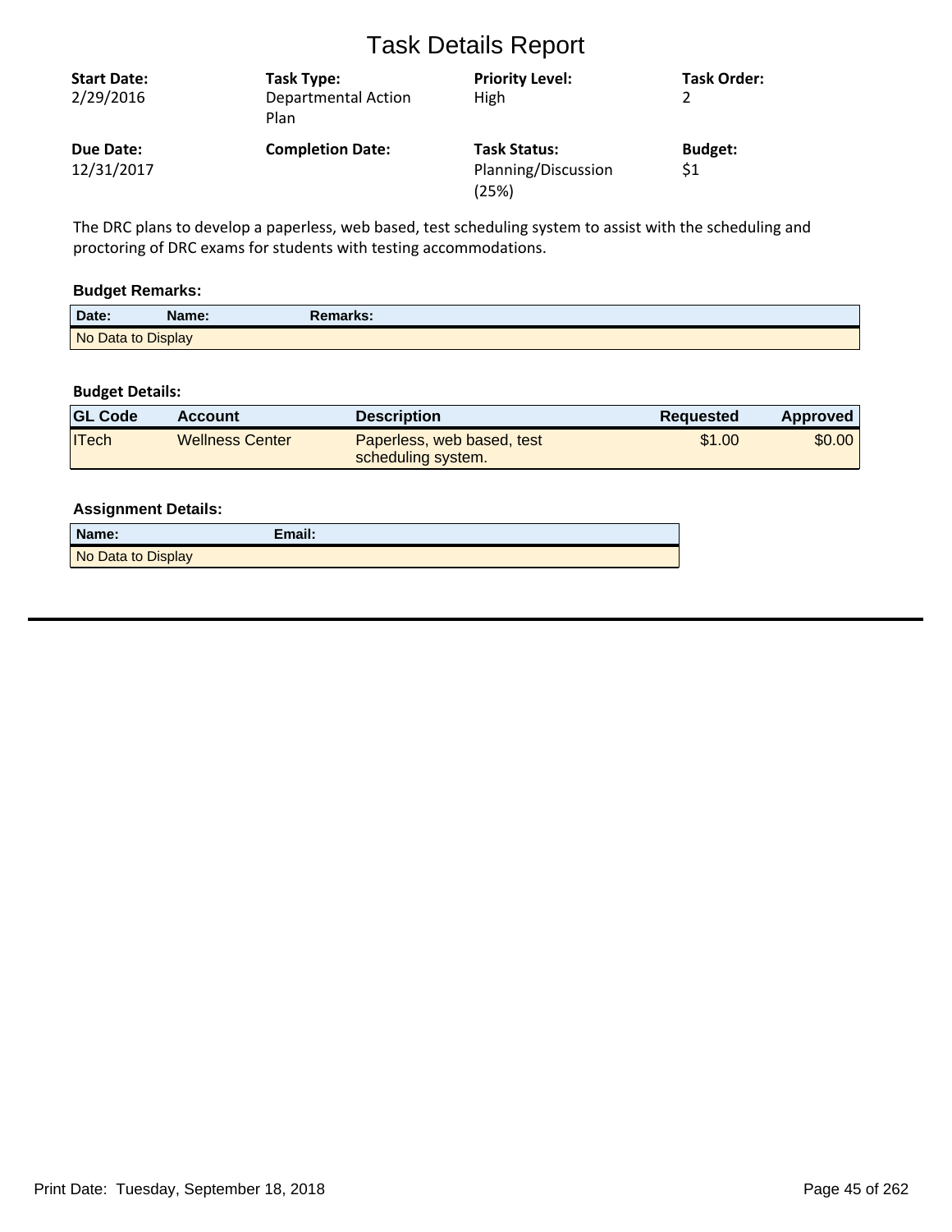# Task Details Report

| **Start Date:** | **Task Type:** | **Priority Level:** | **Task Order:** |
|---|---|---|---|
| 2/29/2016 | Departmental Action Plan | High | 2 |
| **Due Date:** | **Completion Date:** | **Task Status:** | **Budget:** |
| 12/31/2017 | | Planning/Discussion (25%) | $1 |

The DRC plans to develop a paperless, web based, test scheduling system to assist with the scheduling and proctoring of DRC exams for students with testing accommodations.

### Budget Remarks:

| Date: | Name: | Remarks: |
|---|---|---|
| No Data to Display | | |

### Budget Details:

| GL Code | Account | Description | Requested | Approved |
|---|---|---|---|---|
| ITech | Wellness Center | Paperless, web based, test scheduling system. | $1.00 | $0.00 |

### Assignment Details:

| Name: | Email: |
|---|---|
| No Data to Display | |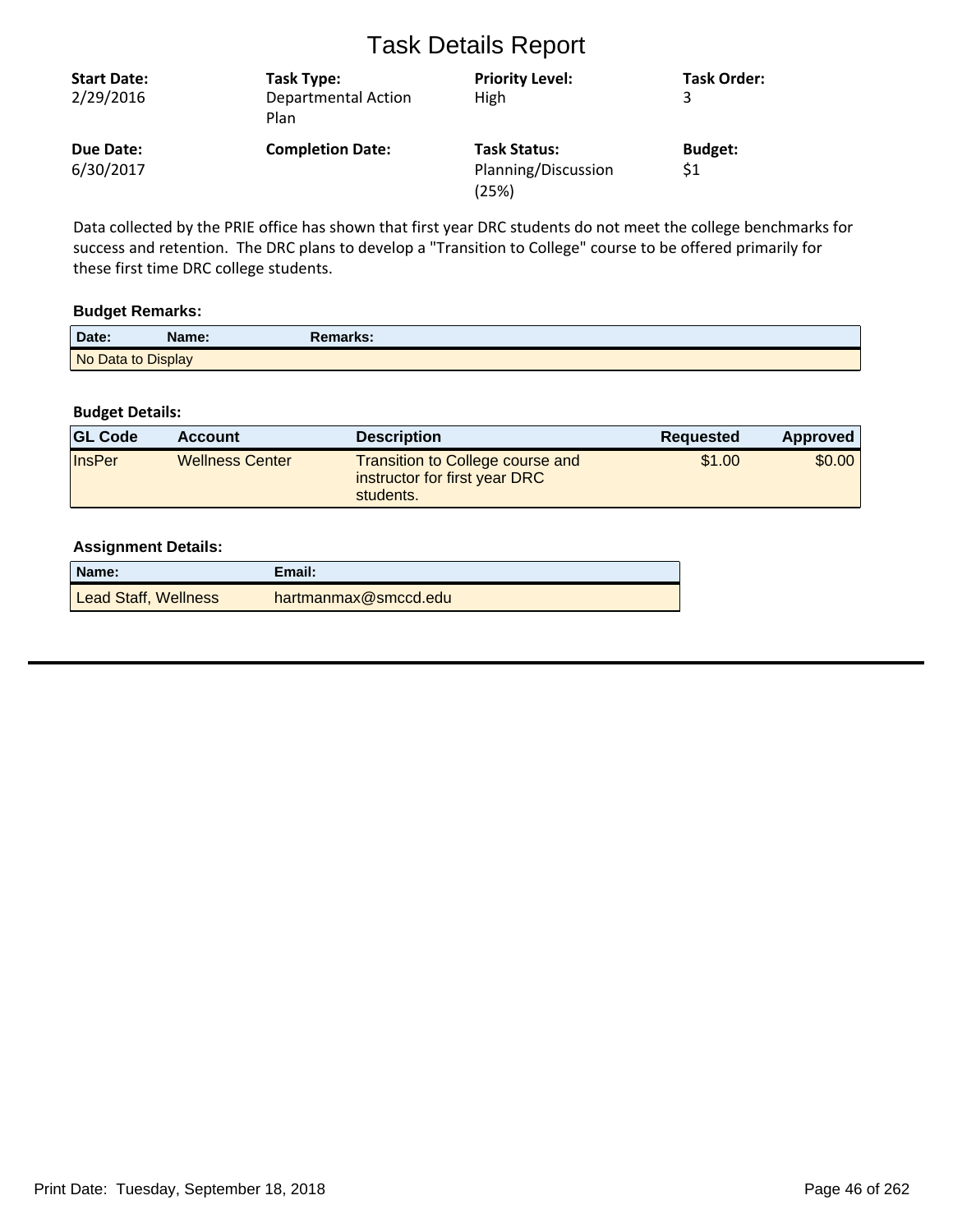# Task Details Report

| Start Date: | Task Type: | Priority Level: | Task Order: |
|---|---|---|---|
| 2/29/2016 | Departmental Action Plan | High | 3 |
| **Due Date:** | **Completion Date:** | **Task Status:** | **Budget:** |
| 6/30/2017 | | Planning/Discussion (25%) | $1 |

Data collected by the PRIE office has shown that first year DRC students do not meet the college benchmarks for success and retention. The DRC plans to develop a "Transition to College" course to be offered primarily for these first time DRC college students.

### Budget Remarks:

| Date: | Name: | Remarks: |
|---|---|---|
| No Data to Display | | |

### Budget Details:

| GL Code | Account | Description | Requested | Approved |
|---|---|---|---|---|
| InsPer | Wellness Center | Transition to College course and instructor for first year DRC students. | $1.00 | $0.00 |

### Assignment Details:

| Name: | Email: |
|---|---|
| Lead Staff, Wellness | hartmanmax@smccd.edu |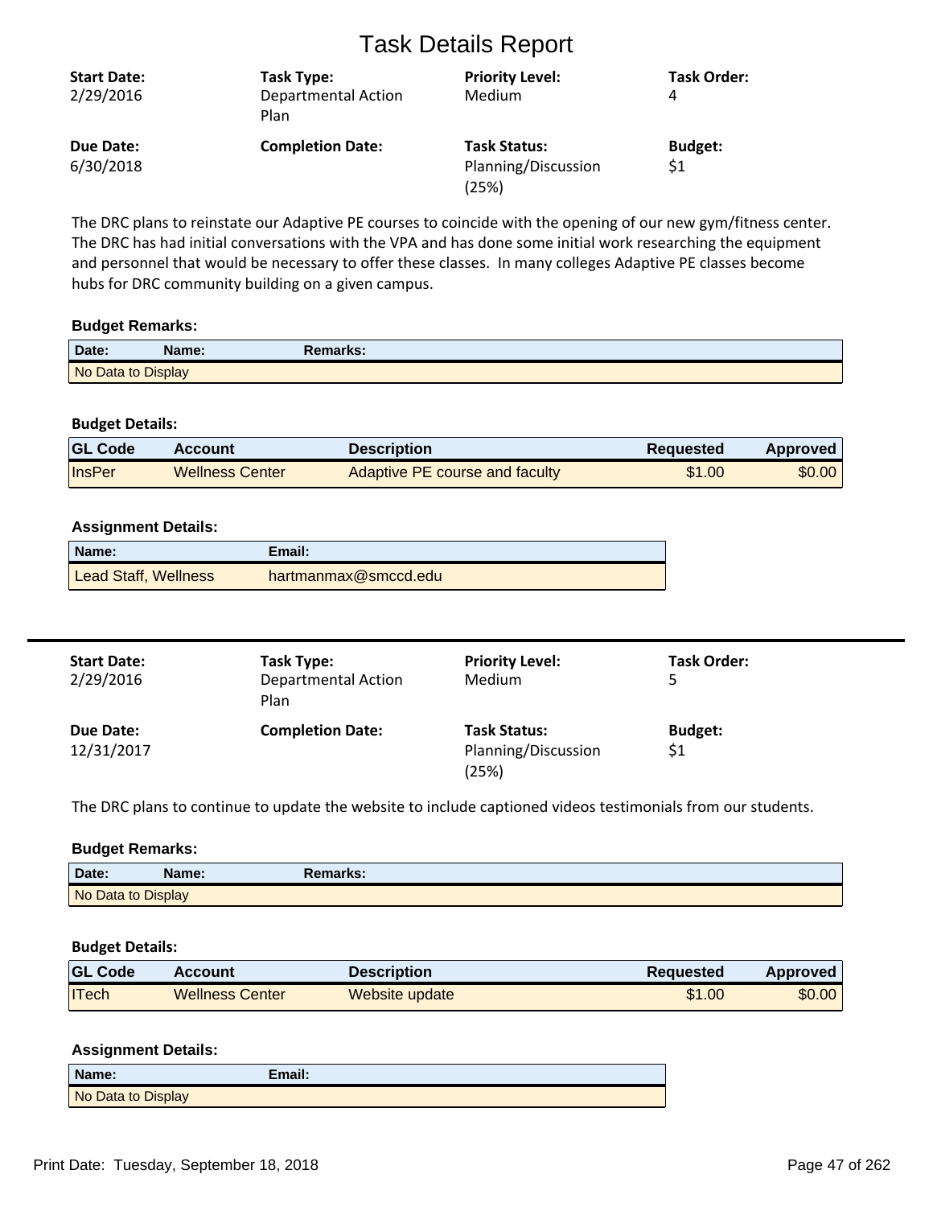# Task Details Report

| Start Date: | Task Type: | Priority Level: | Task Order: |
|---|---|---|---|
| 2/29/2016 | Departmental Action Plan | Medium | 4 |
| **Due Date:** | **Completion Date:** | **Task Status:** | **Budget:** |
| 6/30/2018 | | Planning/Discussion (25%) | $1 |

The DRC plans to reinstate our Adaptive PE courses to coincide with the opening of our new gym/fitness center. The DRC has had initial conversations with the VPA and has done some initial work researching the equipment and personnel that would be necessary to offer these classes. In many colleges Adaptive PE classes become hubs for DRC community building on a given campus.

**Budget Remarks:**

| Date: | Name: | Remarks: |
|---|---|---|
| No Data to Display | | |

**Budget Details:**

| GL Code | Account | Description | Requested | Approved |
|---|---|---|---|---|
| InsPer | Wellness Center | Adaptive PE course and faculty | $1.00 | $0.00 |

**Assignment Details:**

| Name: | Email: |
|---|---|
| Lead Staff, Wellness | hartmanmax@smccd.edu |

---

| Start Date: | Task Type: | Priority Level: | Task Order: |
|---|---|---|---|
| 2/29/2016 | Departmental Action Plan | Medium | 5 |
| **Due Date:** | **Completion Date:** | **Task Status:** | **Budget:** |
| 12/31/2017 | | Planning/Discussion (25%) | $1 |

The DRC plans to continue to update the website to include captioned videos testimonials from our students.

**Budget Remarks:**

| Date: | Name: | Remarks: |
|---|---|---|
| No Data to Display | | |

**Budget Details:**

| GL Code | Account | Description | Requested | Approved |
|---|---|---|---|---|
| ITech | Wellness Center | Website update | $1.00 | $0.00 |

**Assignment Details:**

| Name: | Email: |
|---|---|
| No Data to Display | |

Print Date: Tuesday, September 18, 2018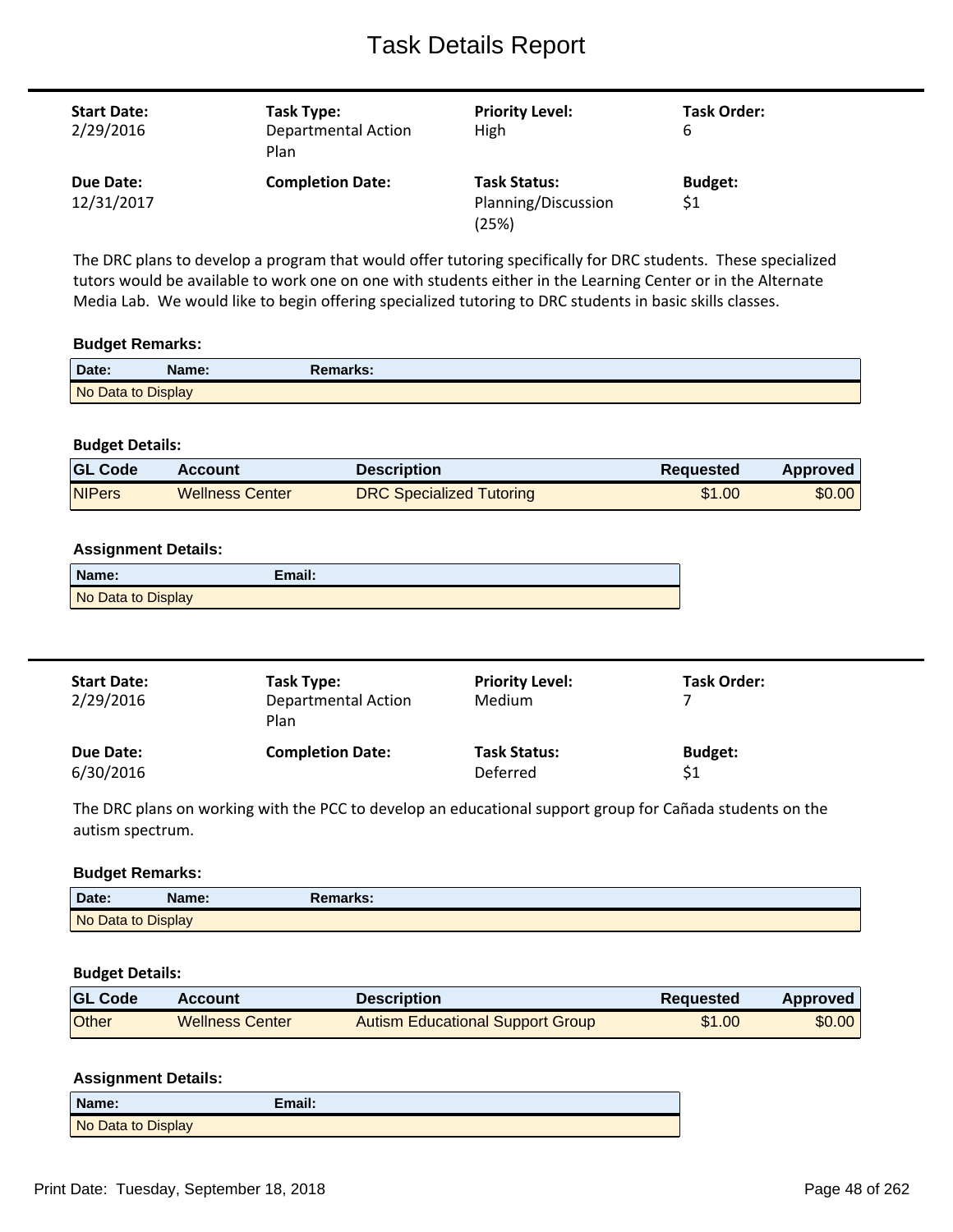# Task Details Report

| Start Date: | Task Type: | Priority Level: | Task Order: |
|---|---|---|---|
| 2/29/2016 | Departmental Action Plan | High | 6 |
| **Due Date:** | **Completion Date:** | **Task Status:** | **Budget:** |
| 12/31/2017 | | Planning/Discussion (25%) | $1 |

The DRC plans to develop a program that would offer tutoring specifically for DRC students. These specialized tutors would be available to work one on one with students either in the Learning Center or in the Alternate Media Lab. We would like to begin offering specialized tutoring to DRC students in basic skills classes.

**Budget Remarks:**

| Date: | Name: | Remarks: |
|---|---|---|
| No Data to Display | | |

**Budget Details:**

| GL Code | Account | Description | Requested | Approved |
|---|---|---|---|---|
| NIPers | Wellness Center | DRC Specialized Tutoring | $1.00 | $0.00 |

**Assignment Details:**

| Name: | Email: |
|---|---|
| No Data to Display | |

---

| Start Date: | Task Type: | Priority Level: | Task Order: |
|---|---|---|---|
| 2/29/2016 | Departmental Action Plan | Medium | 7 |
| **Due Date:** | **Completion Date:** | **Task Status:** | **Budget:** |
| 6/30/2016 | | Deferred | $1 |

The DRC plans on working with the PCC to develop an educational support group for Cañada students on the autism spectrum.

**Budget Remarks:**

| Date: | Name: | Remarks: |
|---|---|---|
| No Data to Display | | |

**Budget Details:**

| GL Code | Account | Description | Requested | Approved |
|---|---|---|---|---|
| Other | Wellness Center | Autism Educational Support Group | $1.00 | $0.00 |

**Assignment Details:**

| Name: | Email: |
|---|---|
| No Data to Display | |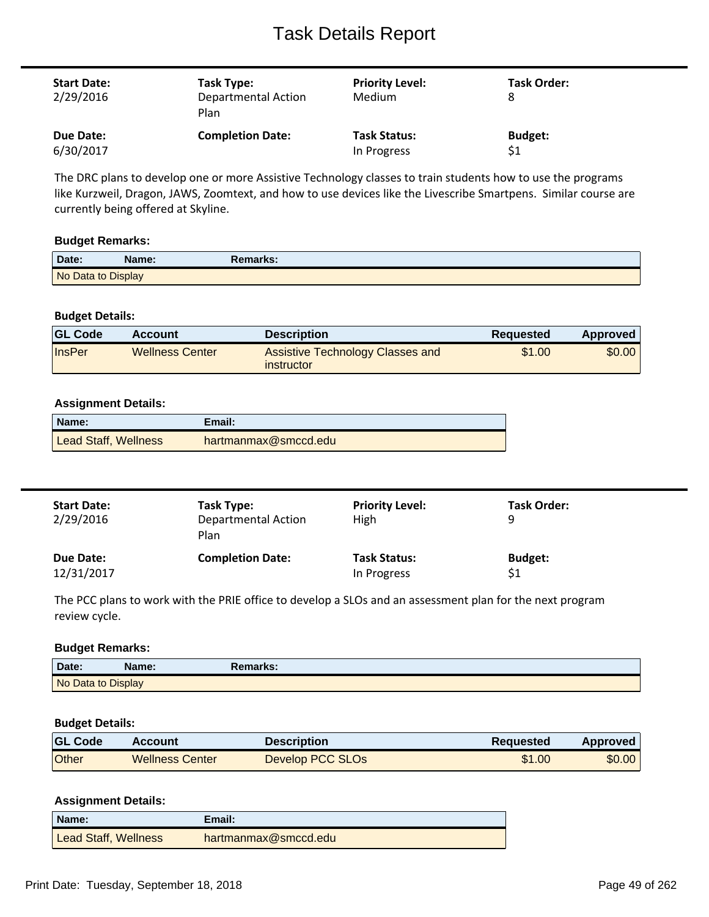# Task Details Report

| Start Date: | Task Type: | Priority Level: | Task Order: |
|---|---|---|---|
| 2/29/2016 | Departmental Action Plan | Medium | 8 |
| **Due Date:** | **Completion Date:** | **Task Status:** | **Budget:** |
| 6/30/2017 | | In Progress | $1 |

The DRC plans to develop one or more Assistive Technology classes to train students how to use the programs like Kurzweil, Dragon, JAWS, Zoomtext, and how to use devices like the Livescribe Smartpens. Similar course are currently being offered at Skyline.

**Budget Remarks:**

| Date: | Name: | Remarks: |
|---|---|---|
| No Data to Display | | |

**Budget Details:**

| GL Code | Account | Description | Requested | Approved |
|---|---|---|---|---|
| InsPer | Wellness Center | Assistive Technology Classes and instructor | $1.00 | $0.00 |

**Assignment Details:**

| Name: | Email: |
|---|---|
| Lead Staff, Wellness | hartmanmax@smccd.edu |

---

| Start Date: | Task Type: | Priority Level: | Task Order: |
|---|---|---|---|
| 2/29/2016 | Departmental Action Plan | High | 9 |
| **Due Date:** | **Completion Date:** | **Task Status:** | **Budget:** |
| 12/31/2017 | | In Progress | $1 |

The PCC plans to work with the PRIE office to develop a SLOs and an assessment plan for the next program review cycle.

**Budget Remarks:**

| Date: | Name: | Remarks: |
|---|---|---|
| No Data to Display | | |

**Budget Details:**

| GL Code | Account | Description | Requested | Approved |
|---|---|---|---|---|
| Other | Wellness Center | Develop PCC SLOs | $1.00 | $0.00 |

**Assignment Details:**

| Name: | Email: |
|---|---|
| Lead Staff, Wellness | hartmanmax@smccd.edu |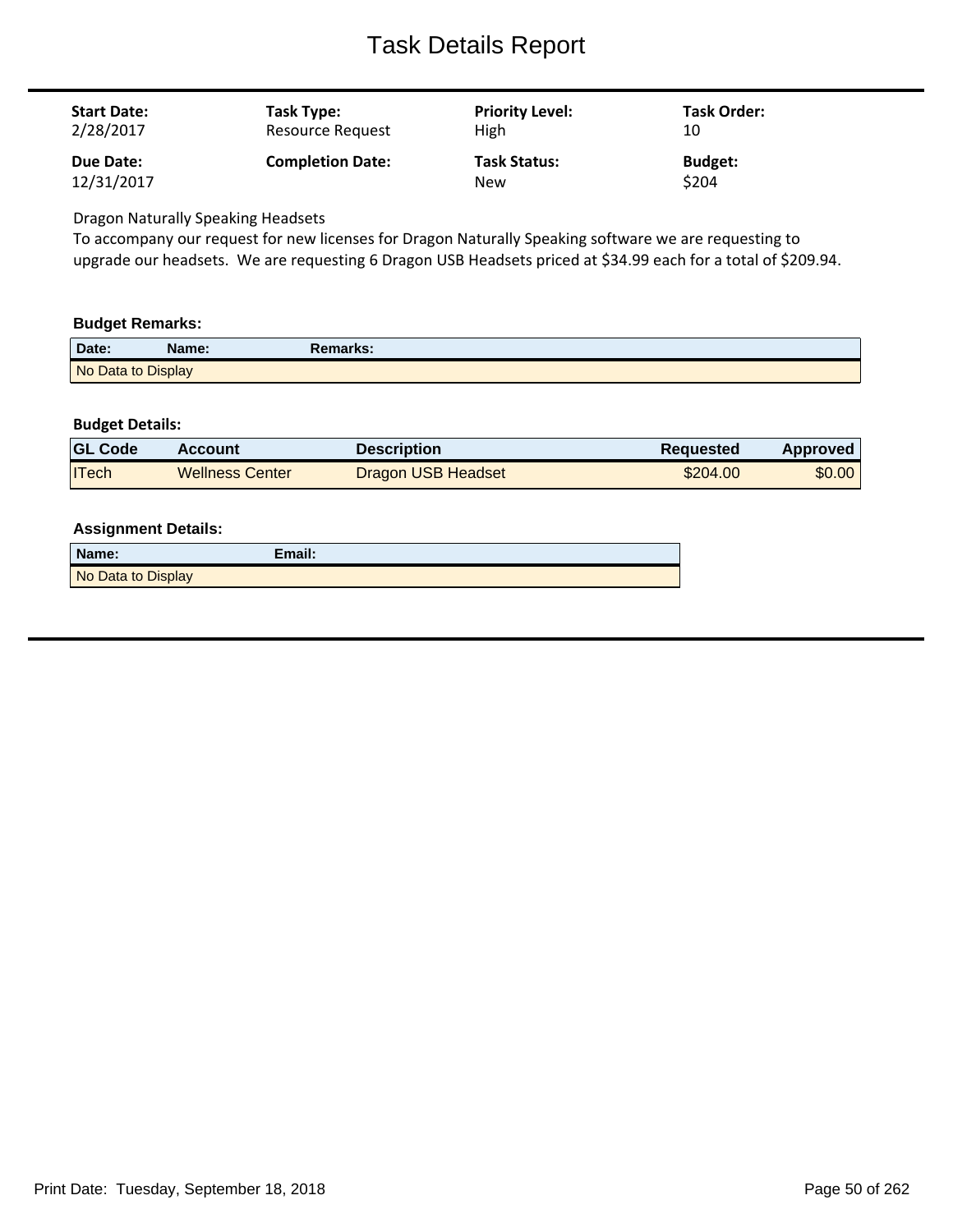# Task Details Report

| **Start Date:** | **Task Type:** | **Priority Level:** | **Task Order:** |
|---|---|---|---|
| 2/28/2017 | Resource Request | High | 10 |
| **Due Date:** | **Completion Date:** | **Task Status:** | **Budget:** |
| 12/31/2017 | | New | $204 |

Dragon Naturally Speaking Headsets

To accompany our request for new licenses for Dragon Naturally Speaking software we are requesting to upgrade our headsets. We are requesting 6 Dragon USB Headsets priced at $34.99 each for a total of $209.94.

### Budget Remarks:

| Date: | Name: | Remarks: |
|---|---|---|
| No Data to Display | | |

### Budget Details:

| GL Code | Account | Description | Requested | Approved |
|---|---|---|---|---|
| ITech | Wellness Center | Dragon USB Headset | $204.00 | $0.00 |

### Assignment Details:

| Name: | Email: |
|---|---|
| No Data to Display | |

Print Date: Tuesday, September 18, 2018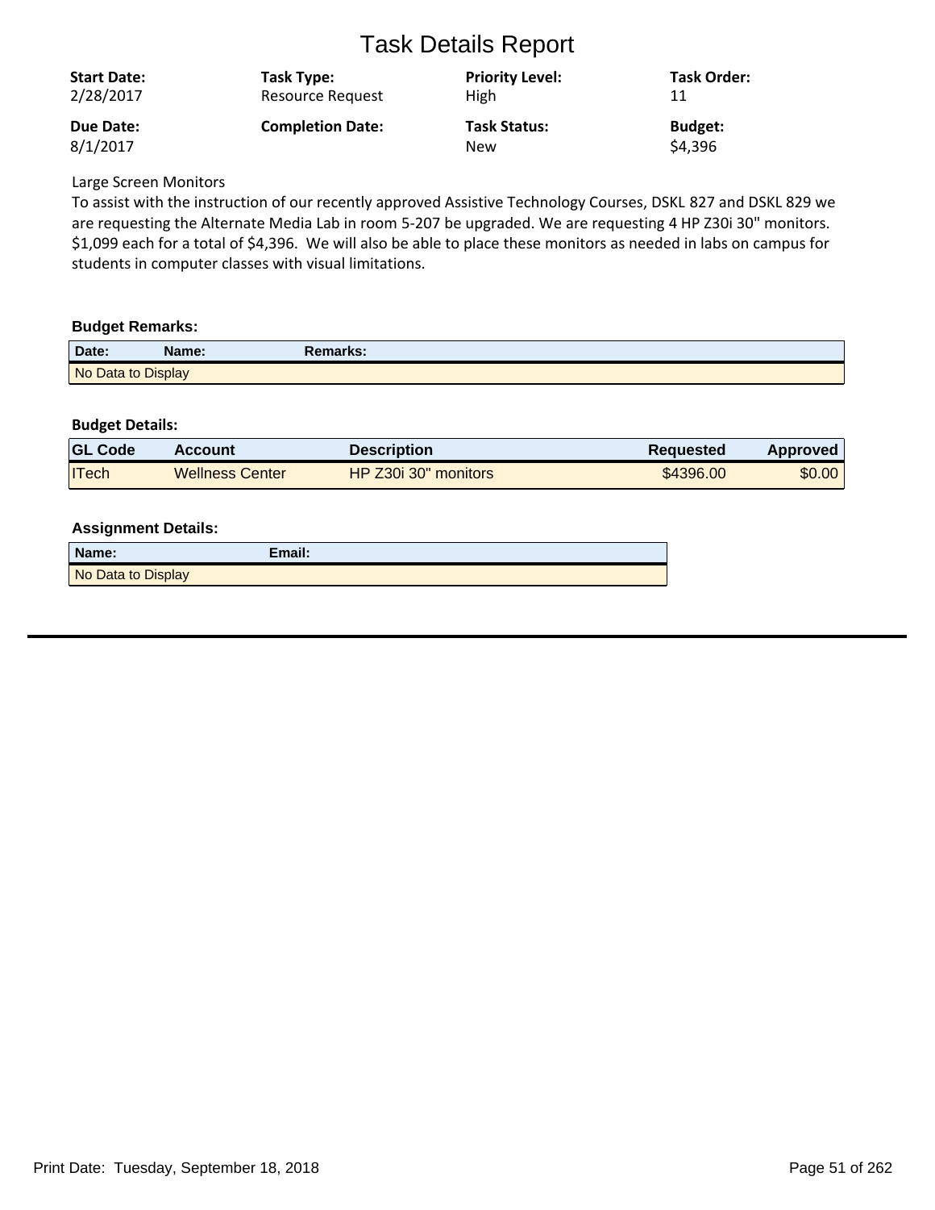# Task Details Report

| Start Date: | Task Type: | Priority Level: | Task Order: |
|---|---|---|---|
| 2/28/2017 | Resource Request | High | 11 |
| **Due Date:** | **Completion Date:** | **Task Status:** | **Budget:** |
| 8/1/2017 | | New | $4,396 |

Large Screen Monitors

To assist with the instruction of our recently approved Assistive Technology Courses, DSKL 827 and DSKL 829 we are requesting the Alternate Media Lab in room 5-207 be upgraded. We are requesting 4 HP Z30i 30" monitors. $1,099 each for a total of $4,396. We will also be able to place these monitors as needed in labs on campus for students in computer classes with visual limitations.

### Budget Remarks:

| Date: | Name: | Remarks: |
|---|---|---|
| No Data to Display | | |

### Budget Details:

| GL Code | Account | Description | Requested | Approved |
|---|---|---|---|---|
| ITech | Wellness Center | HP Z30i 30" monitors | $4396.00 | $0.00 |

### Assignment Details:

| Name: | Email: |
|---|---|
| No Data to Display | |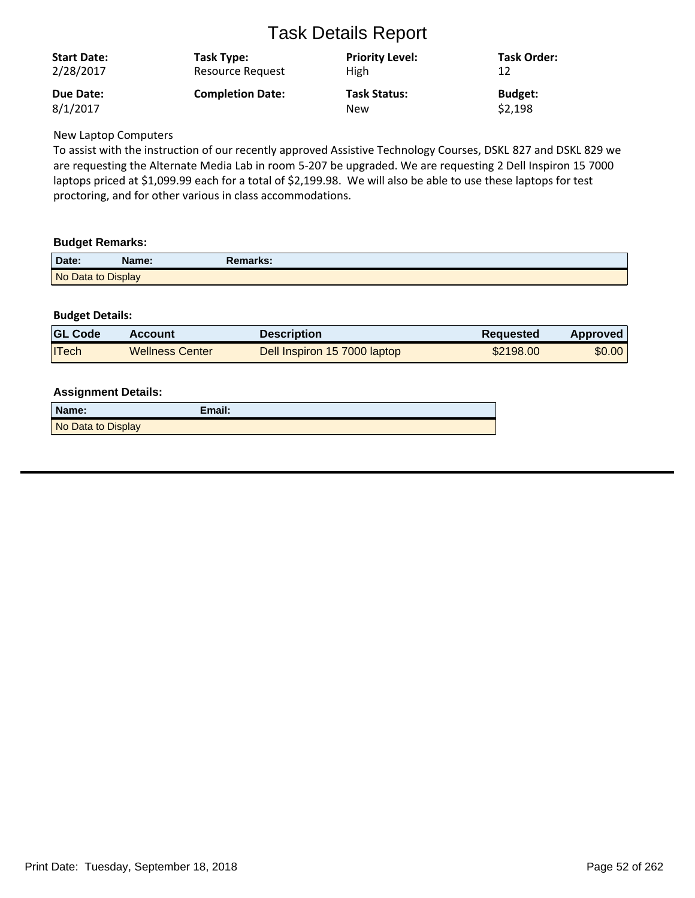# Task Details Report

| Start Date: | Task Type: | Priority Level: | Task Order: |
|---|---|---|---|
| 2/28/2017 | Resource Request | High | 12 |
| **Due Date:** | **Completion Date:** | **Task Status:** | **Budget:** |
| 8/1/2017 | | New | $2,198 |

New Laptop Computers

To assist with the instruction of our recently approved Assistive Technology Courses, DSKL 827 and DSKL 829 we are requesting the Alternate Media Lab in room 5-207 be upgraded. We are requesting 2 Dell Inspiron 15 7000 laptops priced at $1,099.99 each for a total of $2,199.98. We will also be able to use these laptops for test proctoring, and for other various in class accommodations.

### Budget Remarks:

| Date: | Name: | Remarks: |
|---|---|---|
| No Data to Display | | |

### Budget Details:

| GL Code | Account | Description | Requested | Approved |
|---|---|---|---|---|
| ITech | Wellness Center | Dell Inspiron 15 7000 laptop | $2198.00 | $0.00 |

### Assignment Details:

| Name: | Email: |
|---|---|
| No Data to Display | |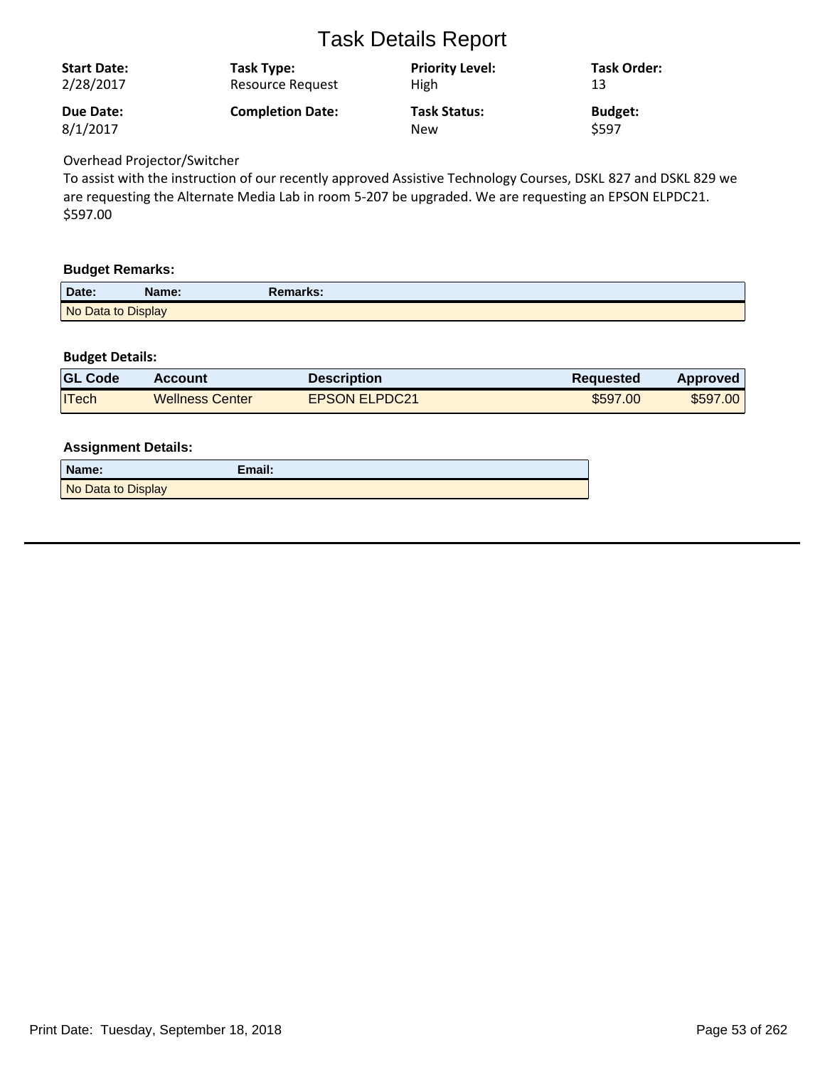# Task Details Report

| **Start Date:** | **Task Type:** | **Priority Level:** | **Task Order:** |
|---|---|---|---|
| 2/28/2017 | Resource Request | High | 13 |
| **Due Date:** | **Completion Date:** | **Task Status:** | **Budget:** |
| 8/1/2017 | | New | $597 |

Overhead Projector/Switcher
To assist with the instruction of our recently approved Assistive Technology Courses, DSKL 827 and DSKL 829 we are requesting the Alternate Media Lab in room 5-207 be upgraded. We are requesting an EPSON ELPDC21. $597.00

### Budget Remarks:

| Date: | Name: | Remarks: |
|---|---|---|
| No Data to Display | | |

### Budget Details:

| GL Code | Account | Description | Requested | Approved |
|---|---|---|---|---|
| ITech | Wellness Center | EPSON ELPDC21 | $597.00 | $597.00 |

### Assignment Details:

| Name: | Email: |
|---|---|
| No Data to Display | |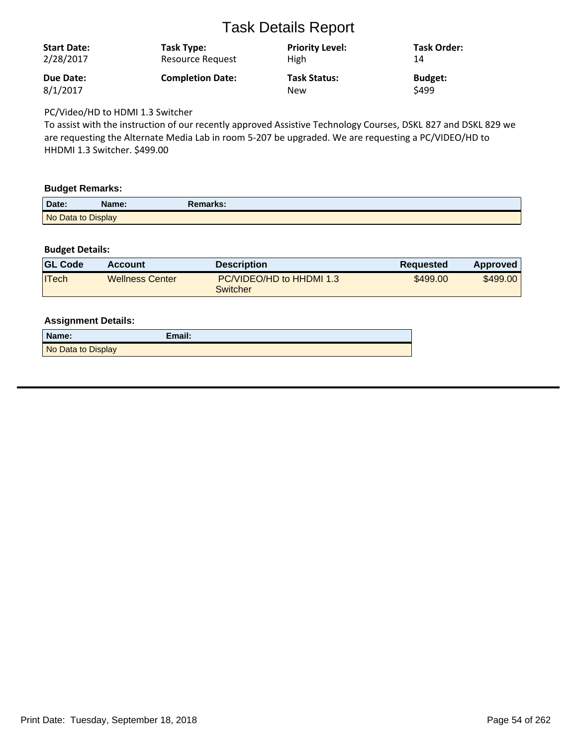# Task Details Report

| Start Date: | Task Type: | Priority Level: | Task Order: |
|---|---|---|---|
| 2/28/2017 | Resource Request | High | 14 |
| **Due Date:** | **Completion Date:** | **Task Status:** | **Budget:** |
| 8/1/2017 | | New | $499 |

PC/Video/HD to HDMI 1.3 Switcher
To assist with the instruction of our recently approved Assistive Technology Courses, DSKL 827 and DSKL 829 we are requesting the Alternate Media Lab in room 5-207 be upgraded. We are requesting a PC/VIDEO/HD to HHDMI 1.3 Switcher. $499.00

### Budget Remarks:

| Date: | Name: | Remarks: |
|---|---|---|
| No Data to Display | | |

### Budget Details:

| GL Code | Account | Description | Requested | Approved |
|---|---|---|---|---|
| ITech | Wellness Center | PC/VIDEO/HD to HHDMI 1.3 Switcher | $499.00 | $499.00 |

### Assignment Details:

| Name: | Email: |
|---|---|
| No Data to Display | |

Print Date: Tuesday, September 18, 2018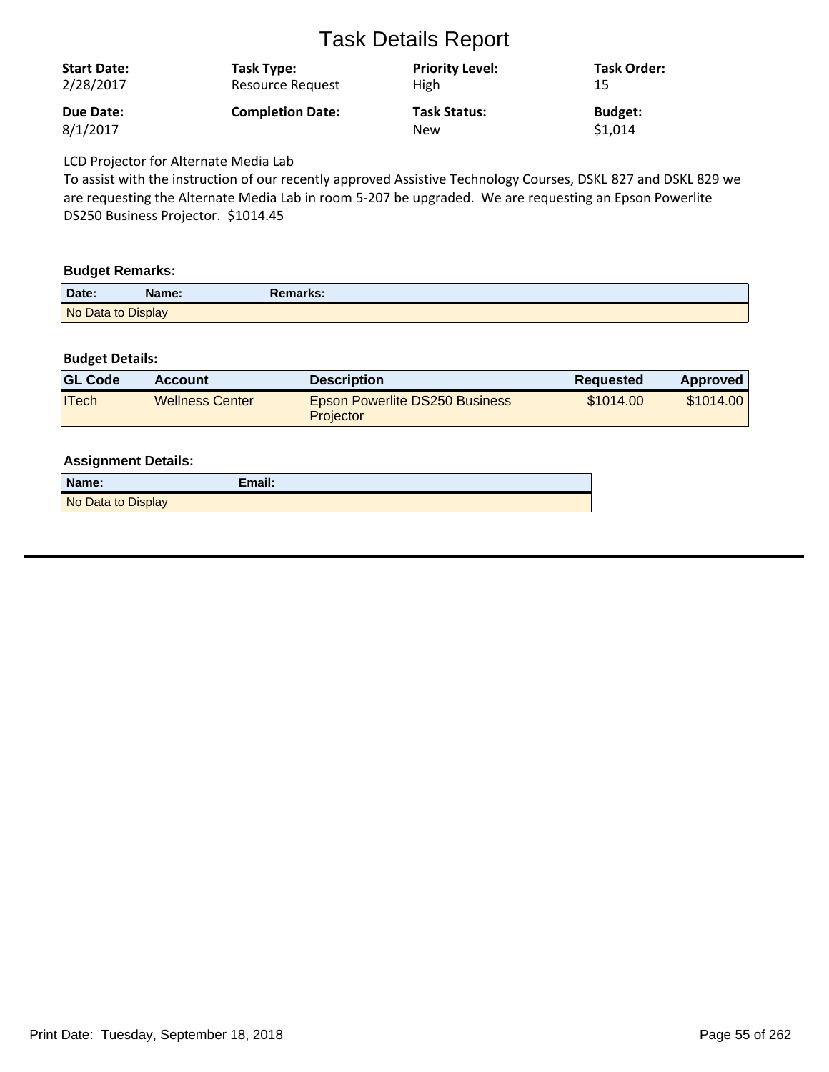# Task Details Report

| Start Date: | Task Type: | Priority Level: | Task Order: |
|---|---|---|---|
| 2/28/2017 | Resource Request | High | 15 |
| **Due Date:** | **Completion Date:** | **Task Status:** | **Budget:** |
| 8/1/2017 | | New | $1,014 |

LCD Projector for Alternate Media Lab

To assist with the instruction of our recently approved Assistive Technology Courses, DSKL 827 and DSKL 829 we are requesting the Alternate Media Lab in room 5-207 be upgraded. We are requesting an Epson Powerlite DS250 Business Projector. $1014.45

### Budget Remarks:

| Date: | Name: | Remarks: |
|---|---|---|
| No Data to Display | | |

### Budget Details:

| GL Code | Account | Description | Requested | Approved |
|---|---|---|---|---|
| ITech | Wellness Center | Epson Powerlite DS250 Business Projector | $1014.00 | $1014.00 |

### Assignment Details:

| Name: | Email: |
|---|---|
| No Data to Display | |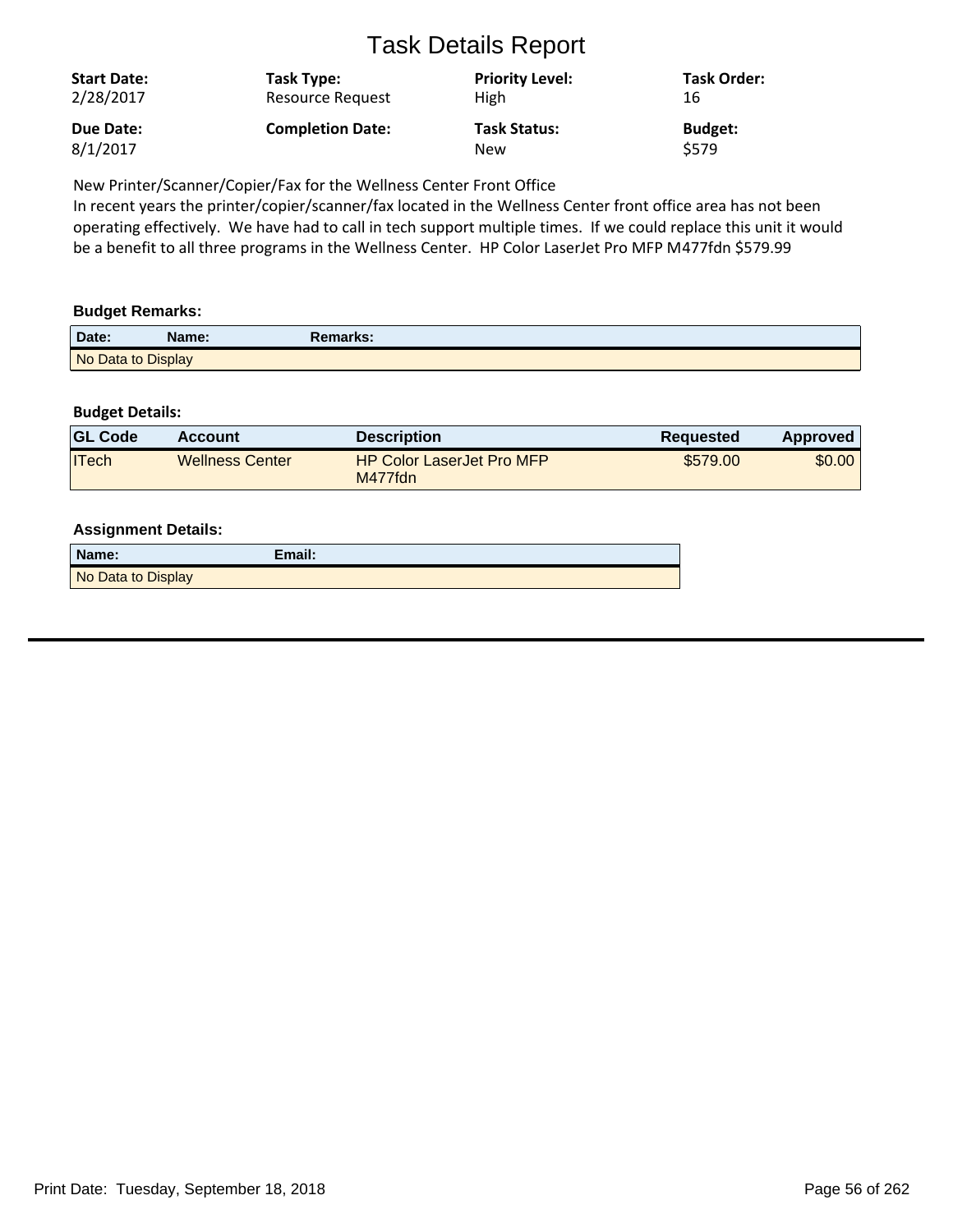# Task Details Report

| Start Date: | Task Type: | Priority Level: | Task Order: |
|---|---|---|---|
| 2/28/2017 | Resource Request | High | 16 |
| **Due Date:** | **Completion Date:** | **Task Status:** | **Budget:** |
| 8/1/2017 | | New | $579 |

New Printer/Scanner/Copier/Fax for the Wellness Center Front Office

In recent years the printer/copier/scanner/fax located in the Wellness Center front office area has not been operating effectively. We have had to call in tech support multiple times. If we could replace this unit it would be a benefit to all three programs in the Wellness Center. HP Color LaserJet Pro MFP M477fdn $579.99

### Budget Remarks:

| Date: | Name: | Remarks: |
|---|---|---|
| No Data to Display | | |

### Budget Details:

| GL Code | Account | Description | Requested | Approved |
|---|---|---|---|---|
| ITech | Wellness Center | HP Color LaserJet Pro MFP M477fdn | $579.00 | $0.00 |

### Assignment Details:

| Name: | Email: |
|---|---|
| No Data to Display | |

Print Date: Tuesday, September 18, 2018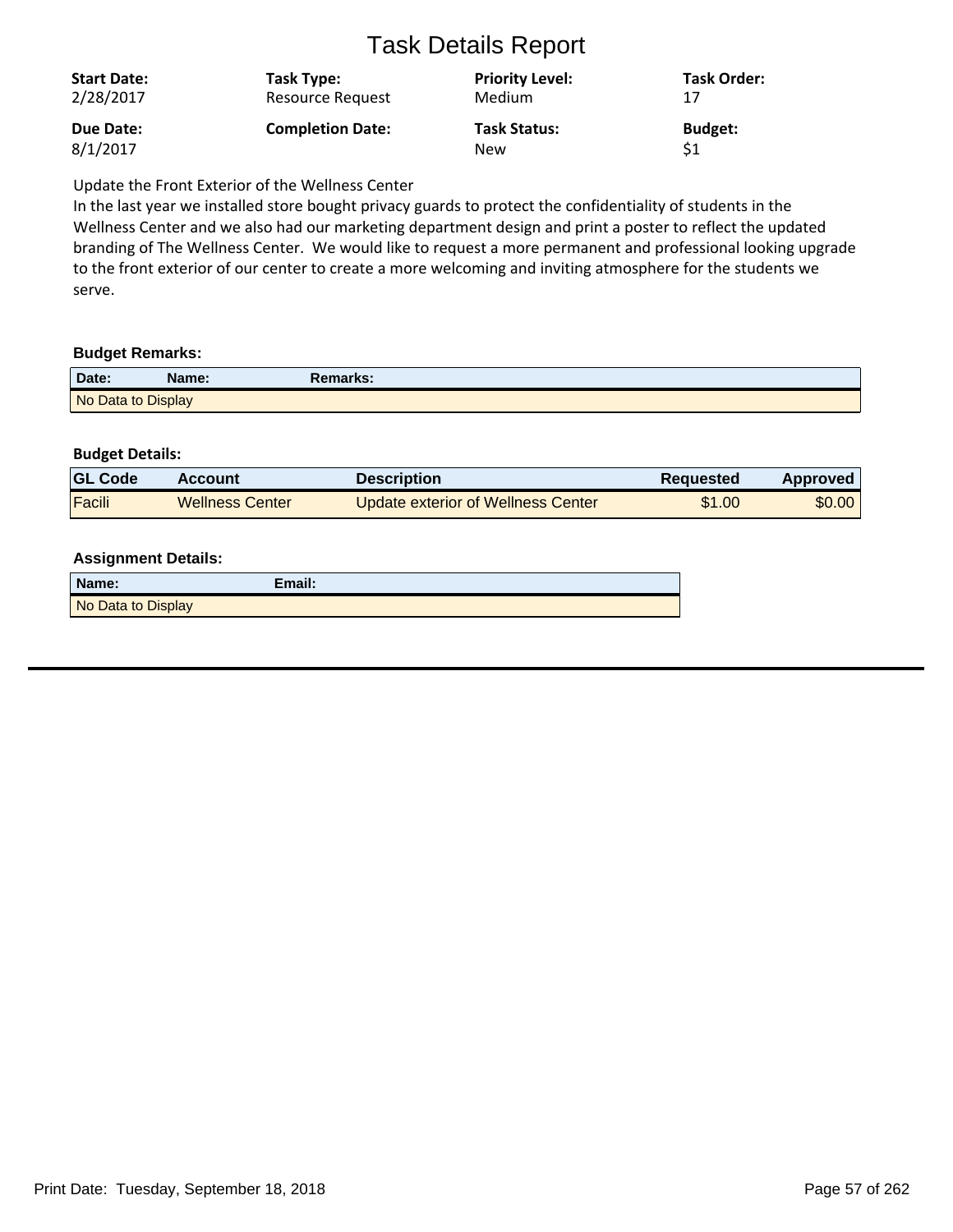# Task Details Report

| Start Date: | Task Type: | Priority Level: | Task Order: |
|---|---|---|---|
| 2/28/2017 | Resource Request | Medium | 17 |
| **Due Date:** | **Completion Date:** | **Task Status:** | **Budget:** |
| 8/1/2017 | | New | $1 |

Update the Front Exterior of the Wellness Center

In the last year we installed store bought privacy guards to protect the confidentiality of students in the Wellness Center and we also had our marketing department design and print a poster to reflect the updated branding of The Wellness Center. We would like to request a more permanent and professional looking upgrade to the front exterior of our center to create a more welcoming and inviting atmosphere for the students we serve.

### Budget Remarks:

| Date: | Name: | Remarks: |
|---|---|---|
| No Data to Display | | |

### Budget Details:

| GL Code | Account | Description | Requested | Approved |
|---|---|---|---|---|
| Facili | Wellness Center | Update exterior of Wellness Center | $1.00 | $0.00 |

### Assignment Details:

| Name: | Email: |
|---|---|
| No Data to Display | |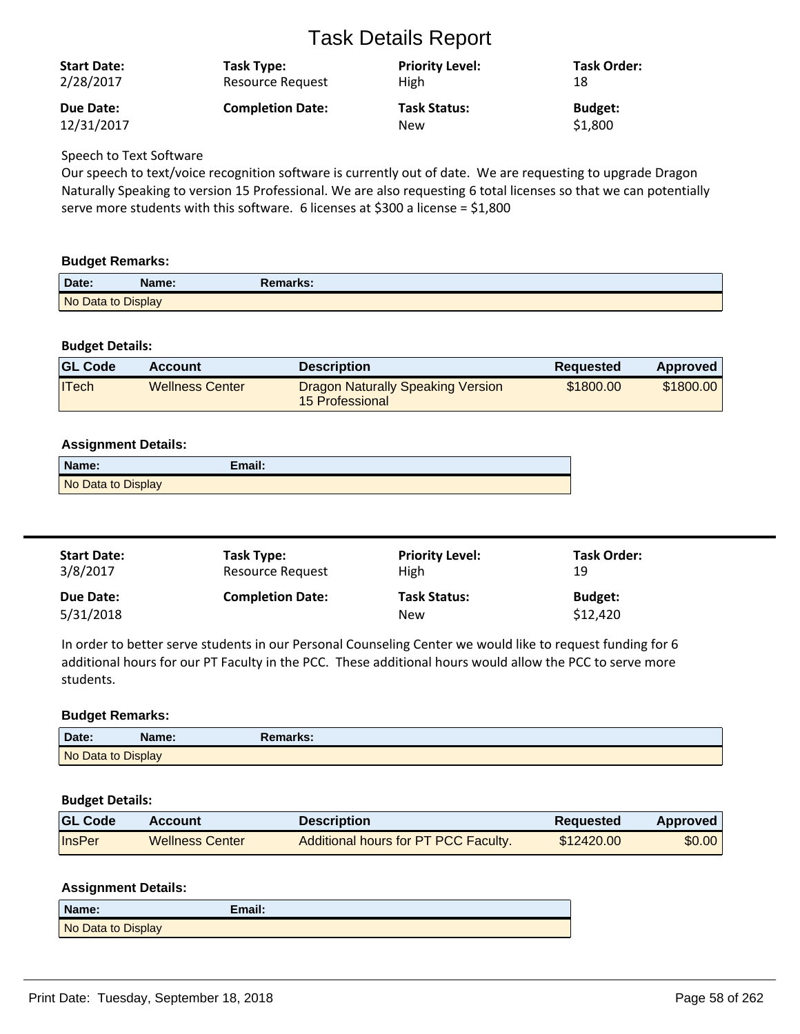# Task Details Report

| Start Date: | Task Type: | Priority Level: | Task Order: |
|---|---|---|---|
| 2/28/2017 | Resource Request | High | 18 |
| **Due Date:** | **Completion Date:** | **Task Status:** | **Budget:** |
| 12/31/2017 | | New | $1,800 |

Speech to Text Software
Our speech to text/voice recognition software is currently out of date. We are requesting to upgrade Dragon Naturally Speaking to version 15 Professional. We are also requesting 6 total licenses so that we can potentially serve more students with this software. 6 licenses at $300 a license = $1,800

**Budget Remarks:**

| Date: | Name: | Remarks: |
|---|---|---|
| No Data to Display | | |

**Budget Details:**

| GL Code | Account | Description | Requested | Approved |
|---|---|---|---|---|
| ITech | Wellness Center | Dragon Naturally Speaking Version 15 Professional | $1800.00 | $1800.00 |

**Assignment Details:**

| Name: | Email: |
|---|---|
| No Data to Display | |

---

| Start Date: | Task Type: | Priority Level: | Task Order: |
|---|---|---|---|
| 3/8/2017 | Resource Request | High | 19 |
| **Due Date:** | **Completion Date:** | **Task Status:** | **Budget:** |
| 5/31/2018 | | New | $12,420 |

In order to better serve students in our Personal Counseling Center we would like to request funding for 6 additional hours for our PT Faculty in the PCC. These additional hours would allow the PCC to serve more students.

**Budget Remarks:**

| Date: | Name: | Remarks: |
|---|---|---|
| No Data to Display | | |

**Budget Details:**

| GL Code | Account | Description | Requested | Approved |
|---|---|---|---|---|
| InsPer | Wellness Center | Additional hours for PT PCC Faculty. | $12420.00 | $0.00 |

**Assignment Details:**

| Name: | Email: |
|---|---|
| No Data to Display | |

Print Date: Tuesday, September 18, 2018